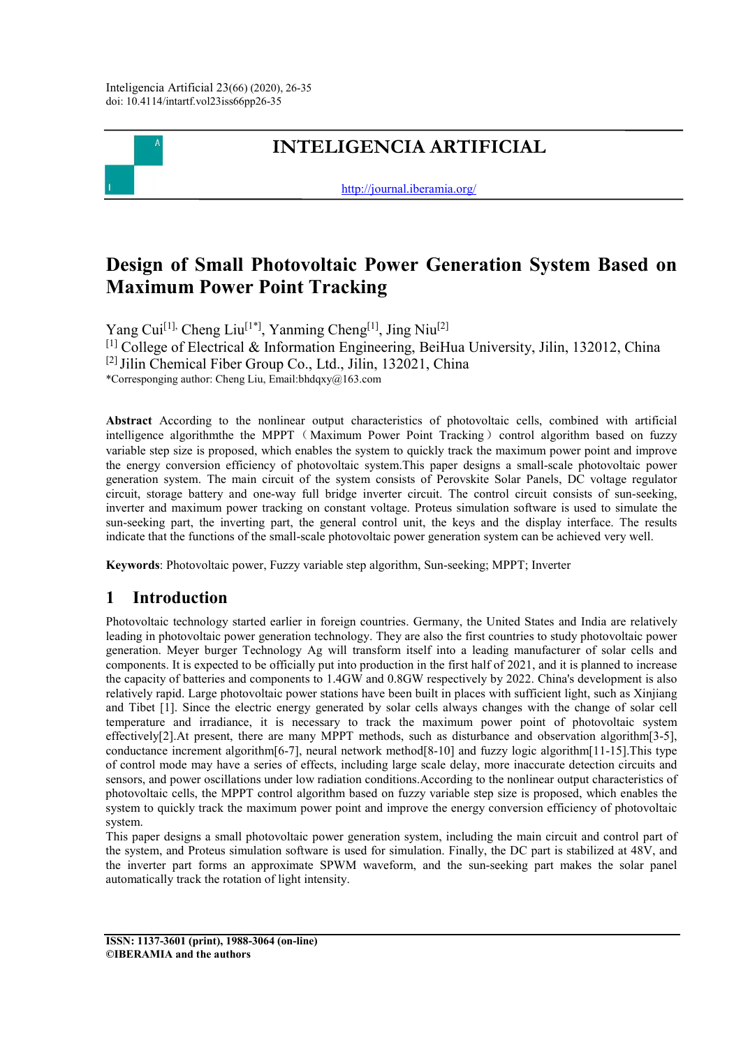Inteligencia Artificial 23(66) (2020), 26-35
doi: 10.4114/intartf.vol23iss66pp26-35

# INTELIGENCIA ARTIFICIAL

http://journal.iberamia.org/

# Design of Small Photovoltaic Power Generation System Based on Maximum Power Point Tracking

Yang Cui[1], Cheng Liu[1*], Yanming Cheng[1], Jing Niu[2]

[1] College of Electrical & Information Engineering, BeiHua University, Jilin, 132012, China

[2] Jilin Chemical Fiber Group Co., Ltd., Jilin, 132021, China

*Corresponging author: Cheng Liu, Email:bhdqxy@163.com

**Abstract** According to the nonlinear output characteristics of photovoltaic cells, combined with artificial intelligence algorithmthe the MPPT（Maximum Power Point Tracking）control algorithm based on fuzzy variable step size is proposed, which enables the system to quickly track the maximum power point and improve the energy conversion efficiency of photovoltaic system.This paper designs a small-scale photovoltaic power generation system. The main circuit of the system consists of Perovskite Solar Panels, DC voltage regulator circuit, storage battery and one-way full bridge inverter circuit. The control circuit consists of sun-seeking, inverter and maximum power tracking on constant voltage. Proteus simulation software is used to simulate the sun-seeking part, the inverting part, the general control unit, the keys and the display interface. The results indicate that the functions of the small-scale photovoltaic power generation system can be achieved very well.

**Keywords**: Photovoltaic power, Fuzzy variable step algorithm, Sun-seeking; MPPT; Inverter

## 1 Introduction

Photovoltaic technology started earlier in foreign countries. Germany, the United States and India are relatively leading in photovoltaic power generation technology. They are also the first countries to study photovoltaic power generation. Meyer burger Technology Ag will transform itself into a leading manufacturer of solar cells and components. It is expected to be officially put into production in the first half of 2021, and it is planned to increase the capacity of batteries and components to 1.4GW and 0.8GW respectively by 2022. China's development is also relatively rapid. Large photovoltaic power stations have been built in places with sufficient light, such as Xinjiang and Tibet [1]. Since the electric energy generated by solar cells always changes with the change of solar cell temperature and irradiance, it is necessary to track the maximum power point of photovoltaic system effectively[2].At present, there are many MPPT methods, such as disturbance and observation algorithm[3-5], conductance increment algorithm[6-7], neural network method[8-10] and fuzzy logic algorithm[11-15].This type of control mode may have a series of effects, including large scale delay, more inaccurate detection circuits and sensors, and power oscillations under low radiation conditions.According to the nonlinear output characteristics of photovoltaic cells, the MPPT control algorithm based on fuzzy variable step size is proposed, which enables the system to quickly track the maximum power point and improve the energy conversion efficiency of photovoltaic system.

This paper designs a small photovoltaic power generation system, including the main circuit and control part of the system, and Proteus simulation software is used for simulation. Finally, the DC part is stabilized at 48V, and the inverter part forms an approximate SPWM waveform, and the sun-seeking part makes the solar panel automatically track the rotation of light intensity.

ISSN: 1137-3601 (print), 1988-3064 (on-line)
©IBERAMIA and the authors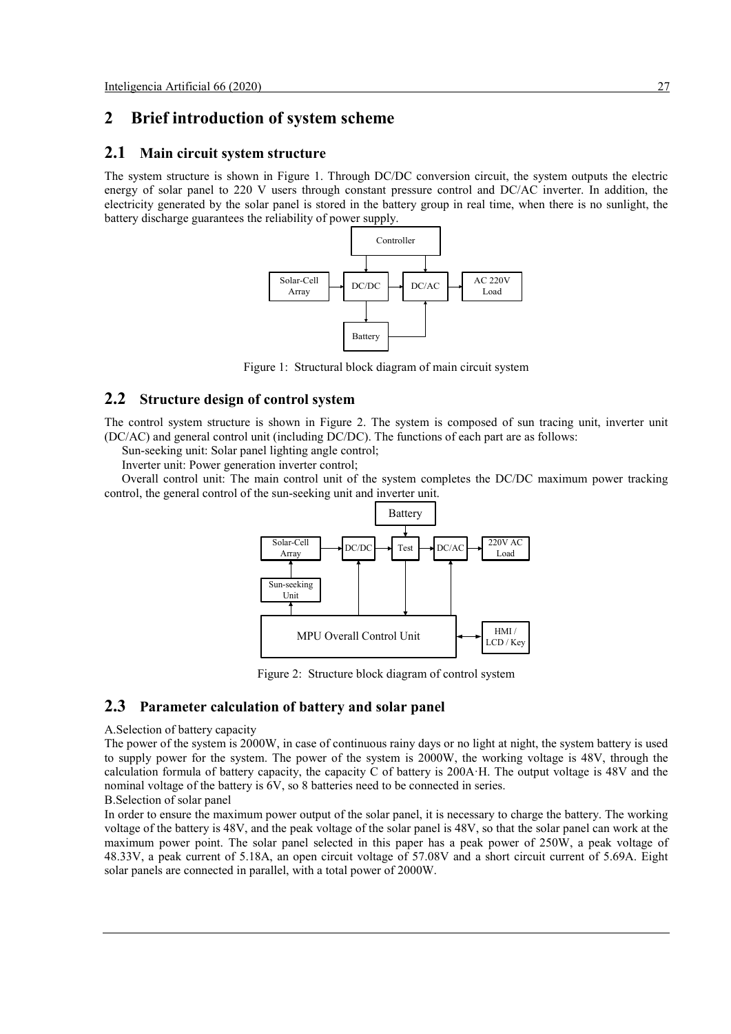## 2 Brief introduction of system scheme

### 2.1 Main circuit system structure

The system structure is shown in Figure 1. Through DC/DC conversion circuit, the system outputs the electric energy of solar panel to 220 V users through constant pressure control and DC/AC inverter. In addition, the electricity generated by the solar panel is stored in the battery group in real time, when there is no sunlight, the battery discharge guarantees the reliability of power supply.

Figure 1: Structural block diagram of main circuit system

### 2.2 Structure design of control system

The control system structure is shown in Figure 2. The system is composed of sun tracing unit, inverter unit (DC/AC) and general control unit (including DC/DC). The functions of each part are as follows:

Sun-seeking unit: Solar panel lighting angle control;

Inverter unit: Power generation inverter control;

Overall control unit: The main control unit of the system completes the DC/DC maximum power tracking control, the general control of the sun-seeking unit and inverter unit.

Figure 2: Structure block diagram of control system

### 2.3 Parameter calculation of battery and solar panel

A.Selection of battery capacity

The power of the system is 2000W, in case of continuous rainy days or no light at night, the system battery is used to supply power for the system. The power of the system is 2000W, the working voltage is 48V, through the calculation formula of battery capacity, the capacity C of battery is 200A·H. The output voltage is 48V and the nominal voltage of the battery is 6V, so 8 batteries need to be connected in series.

B.Selection of solar panel

In order to ensure the maximum power output of the solar panel, it is necessary to charge the battery. The working voltage of the battery is 48V, and the peak voltage of the solar panel is 48V, so that the solar panel can work at the maximum power point. The solar panel selected in this paper has a peak power of 250W, a peak voltage of 48.33V, a peak current of 5.18A, an open circuit voltage of 57.08V and a short circuit current of 5.69A. Eight solar panels are connected in parallel, with a total power of 2000W.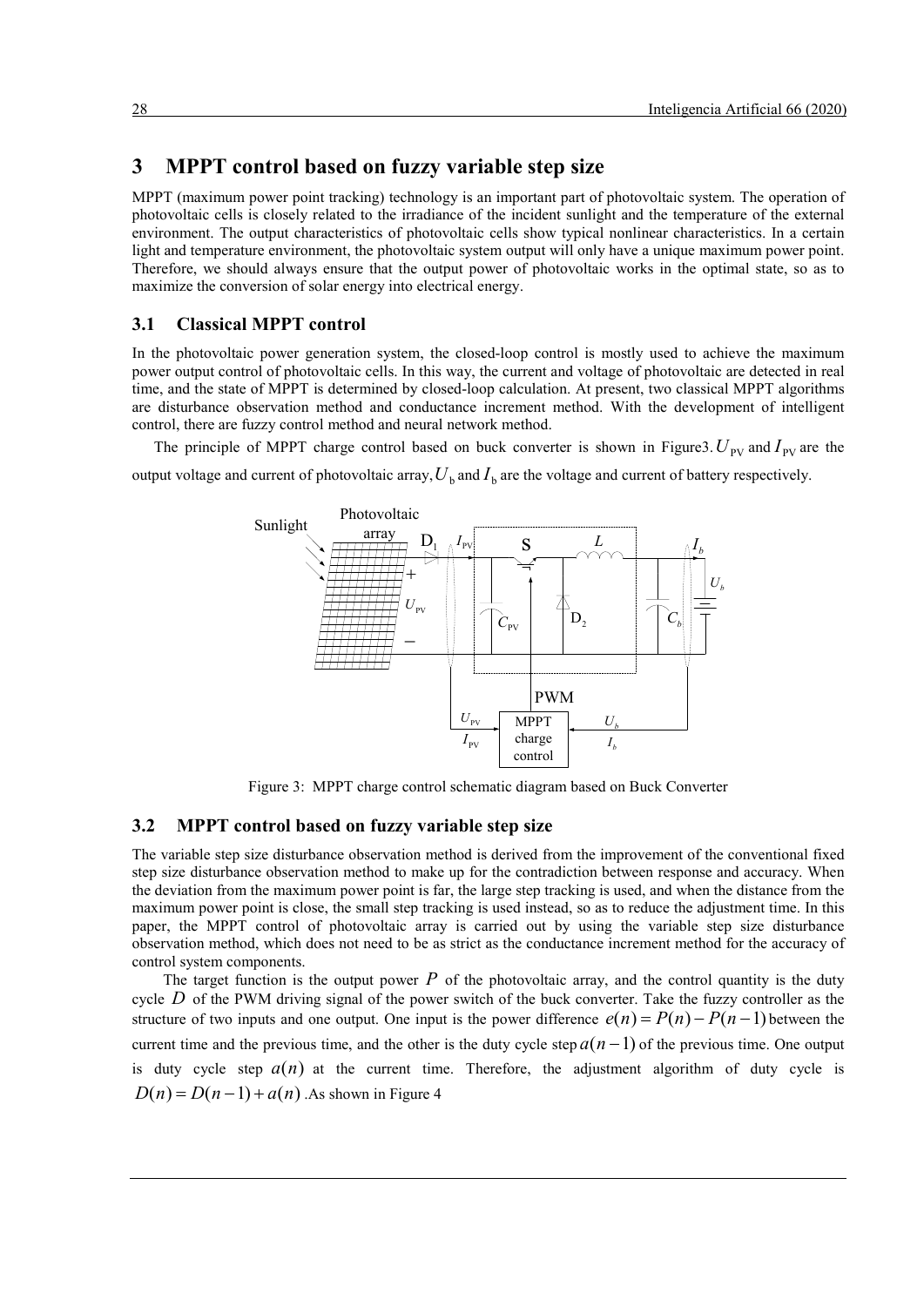# 3 MPPT control based on fuzzy variable step size

MPPT (maximum power point tracking) technology is an important part of photovoltaic system. The operation of photovoltaic cells is closely related to the irradiance of the incident sunlight and the temperature of the external environment. The output characteristics of photovoltaic cells show typical nonlinear characteristics. In a certain light and temperature environment, the photovoltaic system output will only have a unique maximum power point. Therefore, we should always ensure that the output power of photovoltaic works in the optimal state, so as to maximize the conversion of solar energy into electrical energy.

## 3.1 Classical MPPT control

In the photovoltaic power generation system, the closed-loop control is mostly used to achieve the maximum power output control of photovoltaic cells. In this way, the current and voltage of photovoltaic are detected in real time, and the state of MPPT is determined by closed-loop calculation. At present, two classical MPPT algorithms are disturbance observation method and conductance increment method. With the development of intelligent control, there are fuzzy control method and neural network method.

The principle of MPPT charge control based on buck converter is shown in Figure3. $U_{\mathrm{PV}}$ and $I_{\mathrm{PV}}$ are the output voltage and current of photovoltaic array, $U_{\mathrm{b}}$ and $I_{\mathrm{b}}$ are the voltage and current of battery respectively.

Figure 3: MPPT charge control schematic diagram based on Buck Converter

## 3.2 MPPT control based on fuzzy variable step size

The variable step size disturbance observation method is derived from the improvement of the conventional fixed step size disturbance observation method to make up for the contradiction between response and accuracy. When the deviation from the maximum power point is far, the large step tracking is used, and when the distance from the maximum power point is close, the small step tracking is used instead, so as to reduce the adjustment time. In this paper, the MPPT control of photovoltaic array is carried out by using the variable step size disturbance observation method, which does not need to be as strict as the conductance increment method for the accuracy of control system components.

The target function is the output power $P$ of the photovoltaic array, and the control quantity is the duty cycle $D$ of the PWM driving signal of the power switch of the buck converter. Take the fuzzy controller as the structure of two inputs and one output. One input is the power difference $e(n) = P(n) - P(n-1)$ between the current time and the previous time, and the other is the duty cycle step $a(n-1)$ of the previous time. One output is duty cycle step $a(n)$ at the current time. Therefore, the adjustment algorithm of duty cycle is $D(n) = D(n-1) + a(n)$ .As shown in Figure 4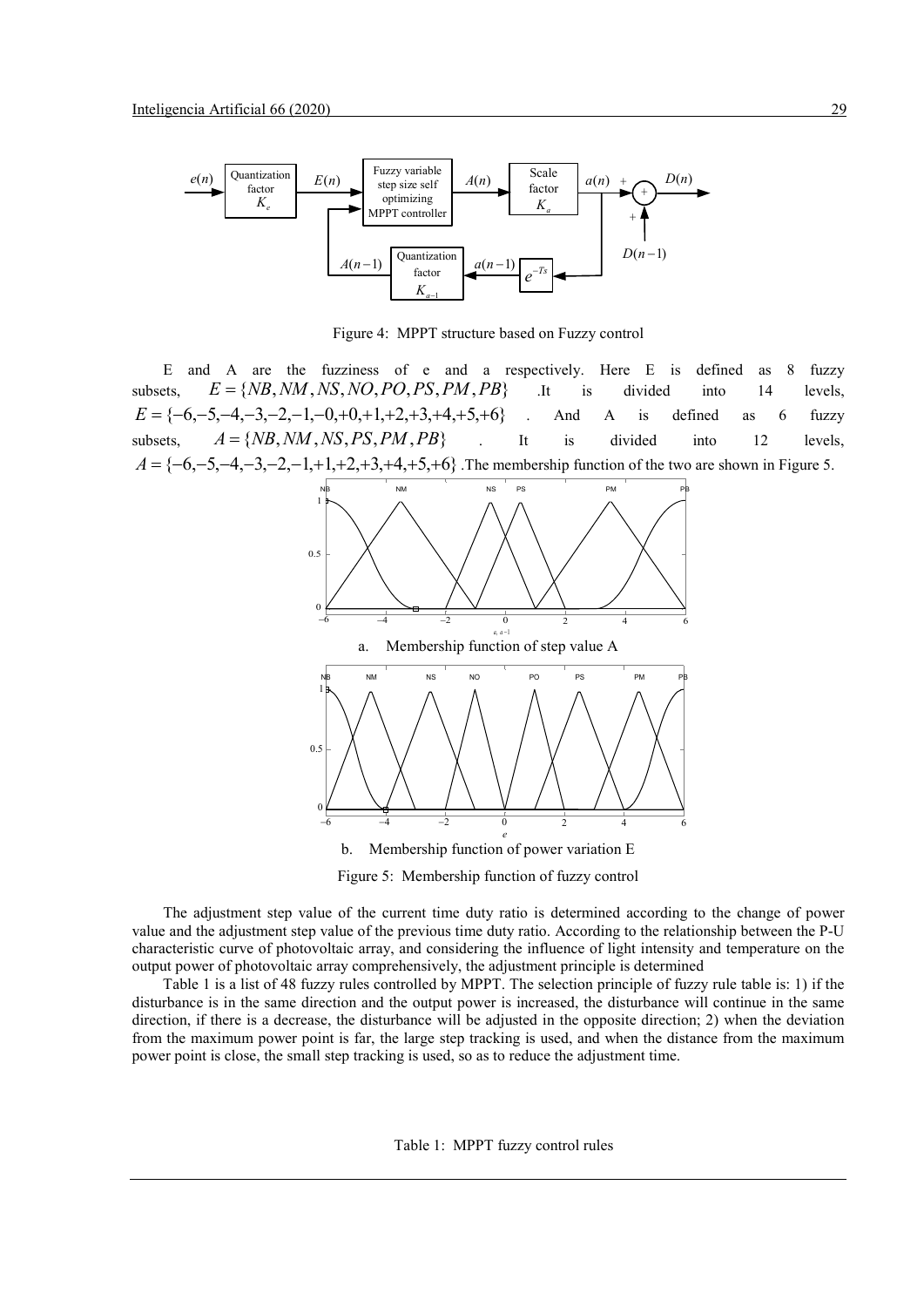Figure 4: MPPT structure based on Fuzzy control

E and A are the fuzziness of e and a respectively. Here E is defined as 8 fuzzy subsets, $E = \{NB, NM, NS, NO, PO, PS, PM, PB\}$ .It is divided into 14 levels, $E = \{-6,-5,-4,-3,-2,-1,-0,+0,+1,+2,+3,+4,+5,+6\}$ . And A is defined as 6 fuzzy subsets, $A = \{NB, NM, NS, PS, PM, PB\}$ . It is divided into 12 levels, $A = \{-6,-5,-4,-3,-2,-1,+1,+2,+3,+4,+5,+6\}$ .The membership function of the two are shown in Figure 5.

a. Membership function of step value A

b. Membership function of power variation E

Figure 5: Membership function of fuzzy control

The adjustment step value of the current time duty ratio is determined according to the change of power value and the adjustment step value of the previous time duty ratio. According to the relationship between the P-U characteristic curve of photovoltaic array, and considering the influence of light intensity and temperature on the output power of photovoltaic array comprehensively, the adjustment principle is determined

Table 1 is a list of 48 fuzzy rules controlled by MPPT. The selection principle of fuzzy rule table is: 1) if the disturbance is in the same direction and the output power is increased, the disturbance will continue in the same direction, if there is a decrease, the disturbance will be adjusted in the opposite direction; 2) when the deviation from the maximum power point is far, the large step tracking is used, and when the distance from the maximum power point is close, the small step tracking is used, so as to reduce the adjustment time.

Table 1: MPPT fuzzy control rules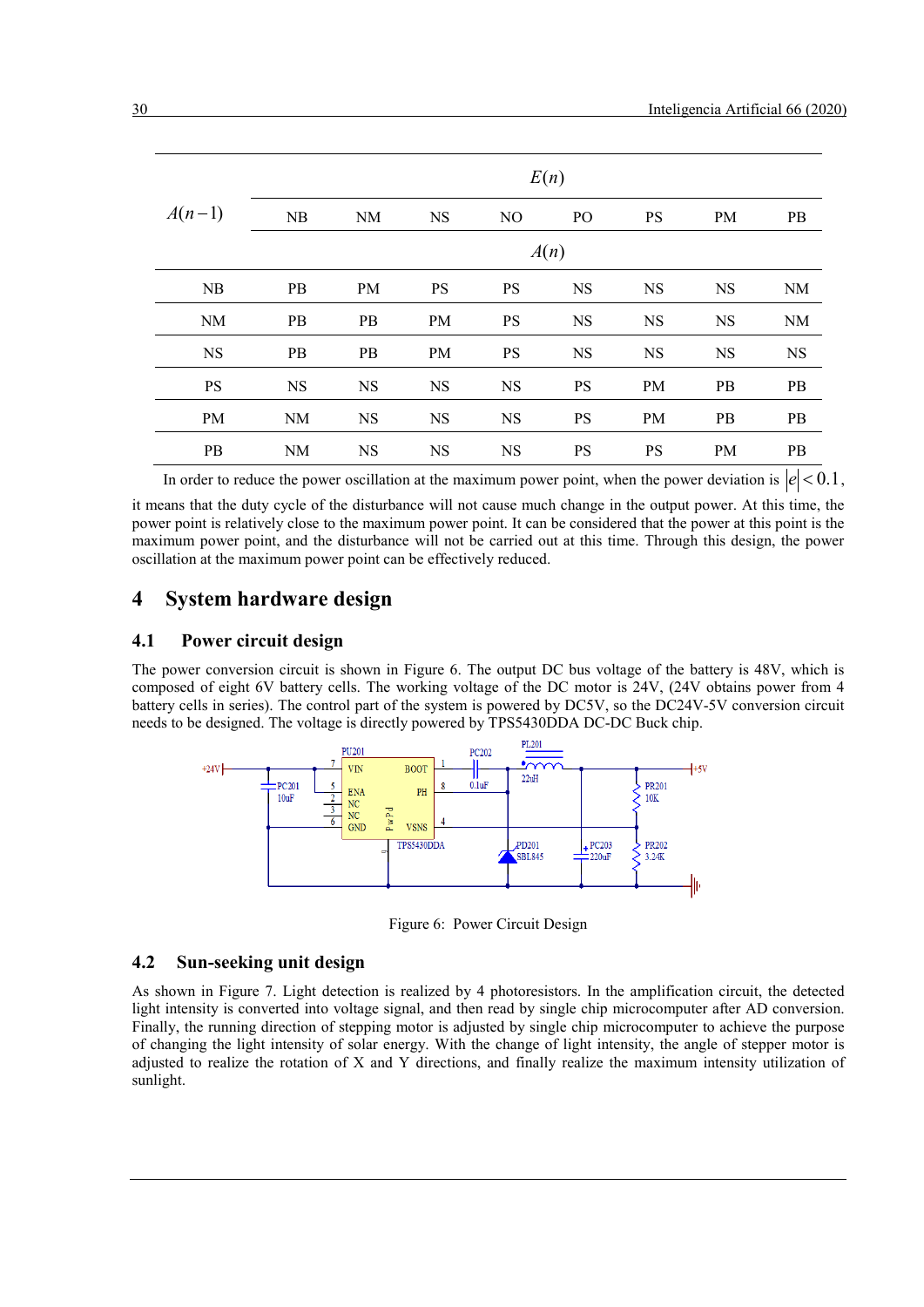| $A(n-1)$ | $E(n)$ | | | | | | | |
|---|---|---|---|---|---|---|---|---|
| | NB | NM | NS | NO | PO | PS | PM | PB |
| | $A(n)$ | | | | | | | |
| NB | PB | PM | PS | PS | NS | NS | NS | NM |
| NM | PB | PB | PM | PS | NS | NS | NS | NM |
| NS | PB | PB | PM | PS | NS | NS | NS | NS |
| PS | NS | NS | NS | NS | PS | PM | PB | PB |
| PM | NM | NS | NS | NS | PS | PM | PB | PB |
| PB | NM | NS | NS | NS | PS | PS | PM | PB |

In order to reduce the power oscillation at the maximum power point, when the power deviation is $|e| < 0.1$, it means that the duty cycle of the disturbance will not cause much change in the output power. At this time, the power point is relatively close to the maximum power point. It can be considered that the power at this point is the maximum power point, and the disturbance will not be carried out at this time. Through this design, the power oscillation at the maximum power point can be effectively reduced.

# 4 System hardware design

## 4.1 Power circuit design

The power conversion circuit is shown in Figure 6. The output DC bus voltage of the battery is 48V, which is composed of eight 6V battery cells. The working voltage of the DC motor is 24V, (24V obtains power from 4 battery cells in series). The control part of the system is powered by DC5V, so the DC24V-5V conversion circuit needs to be designed. The voltage is directly powered by TPS5430DDA DC-DC Buck chip.

Figure 6: Power Circuit Design

## 4.2 Sun-seeking unit design

As shown in Figure 7. Light detection is realized by 4 photoresistors. In the amplification circuit, the detected light intensity is converted into voltage signal, and then read by single chip microcomputer after AD conversion. Finally, the running direction of stepping motor is adjusted by single chip microcomputer to achieve the purpose of changing the light intensity of solar energy. With the change of light intensity, the angle of stepper motor is adjusted to realize the rotation of X and Y directions, and finally realize the maximum intensity utilization of sunlight.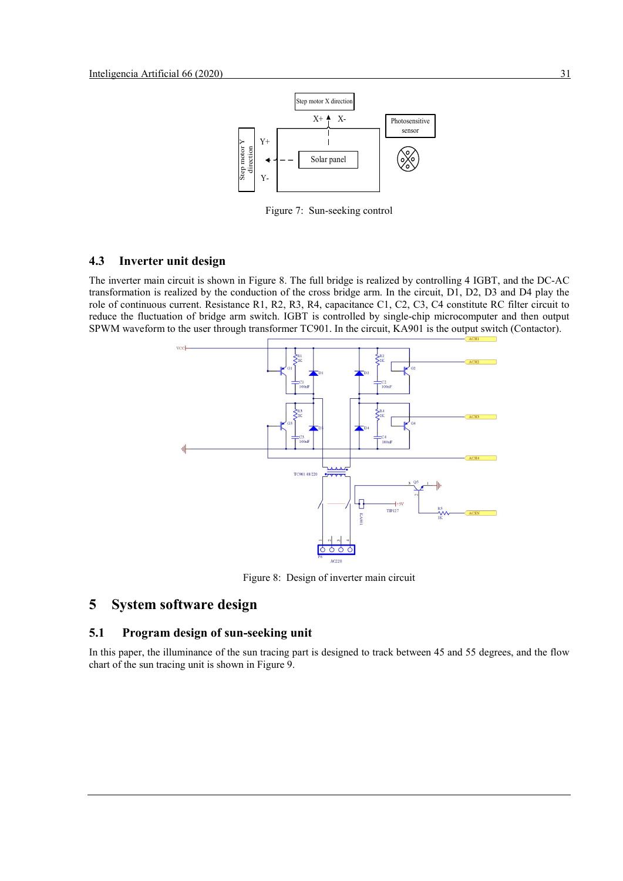Figure 7: Sun-seeking control

### 4.3 Inverter unit design

The inverter main circuit is shown in Figure 8. The full bridge is realized by controlling 4 IGBT, and the DC-AC transformation is realized by the conduction of the cross bridge arm. In the circuit, D1, D2, D3 and D4 play the role of continuous current. Resistance R1, R2, R3, R4, capacitance C1, C2, C3, C4 constitute RC filter circuit to reduce the fluctuation of bridge arm switch. IGBT is controlled by single-chip microcomputer and then output SPWM waveform to the user through transformer TC901. In the circuit, KA901 is the output switch (Contactor).

Figure 8: Design of inverter main circuit

## 5 System software design

### 5.1 Program design of sun-seeking unit

In this paper, the illuminance of the sun tracing part is designed to track between 45 and 55 degrees, and the flow chart of the sun tracing unit is shown in Figure 9.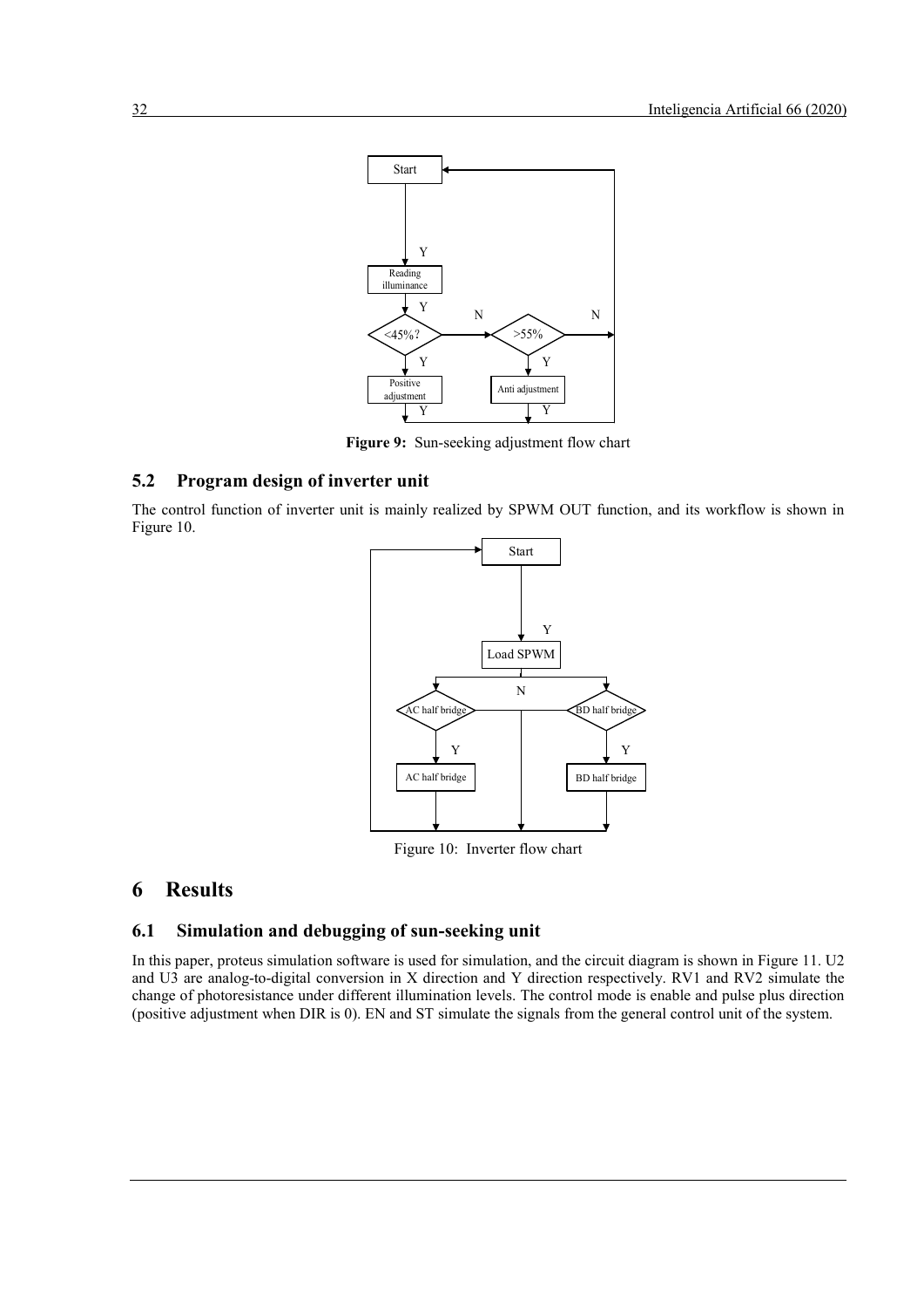**Figure 9:** Sun-seeking adjustment flow chart

### 5.2 Program design of inverter unit

The control function of inverter unit is mainly realized by SPWM OUT function, and its workflow is shown in Figure 10.

Figure 10: Inverter flow chart

# 6 Results

### 6.1 Simulation and debugging of sun-seeking unit

In this paper, proteus simulation software is used for simulation, and the circuit diagram is shown in Figure 11. U2 and U3 are analog-to-digital conversion in X direction and Y direction respectively. RV1 and RV2 simulate the change of photoresistance under different illumination levels. The control mode is enable and pulse plus direction (positive adjustment when DIR is 0). EN and ST simulate the signals from the general control unit of the system.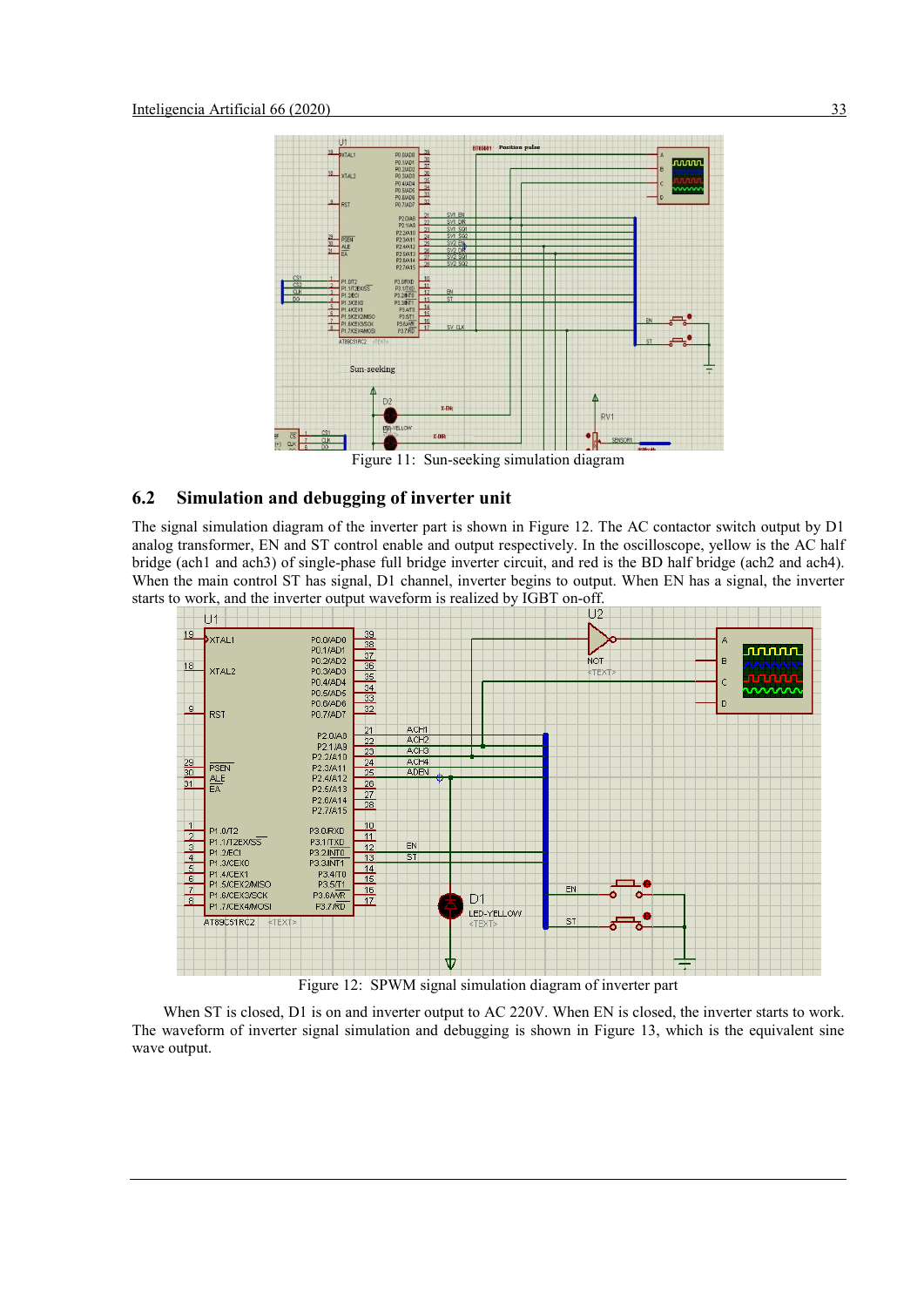Figure 11: Sun-seeking simulation diagram

## 6.2 Simulation and debugging of inverter unit

The signal simulation diagram of the inverter part is shown in Figure 12. The AC contactor switch output by D1 analog transformer, EN and ST control enable and output respectively. In the oscilloscope, yellow is the AC half bridge (ach1 and ach3) of single-phase full bridge inverter circuit, and red is the BD half bridge (ach2 and ach4). When the main control ST has signal, D1 channel, inverter begins to output. When EN has a signal, the inverter starts to work, and the inverter output waveform is realized by IGBT on-off.

Figure 12: SPWM signal simulation diagram of inverter part

When ST is closed, D1 is on and inverter output to AC 220V. When EN is closed, the inverter starts to work. The waveform of inverter signal simulation and debugging is shown in Figure 13, which is the equivalent sine wave output.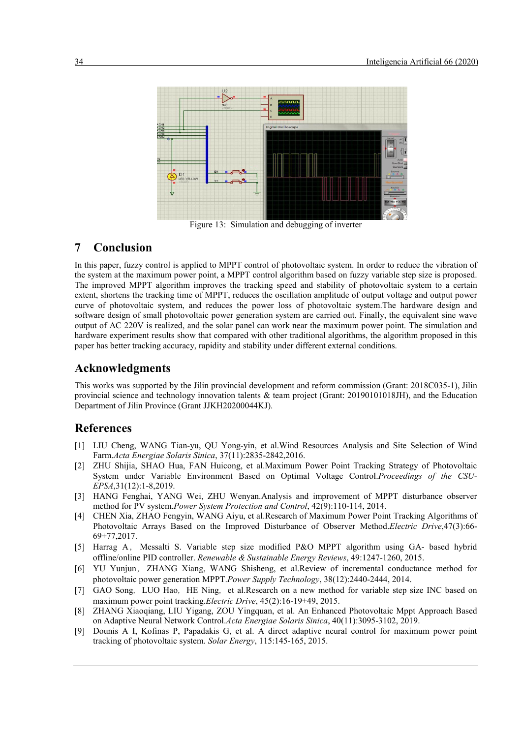Figure 13: Simulation and debugging of inverter

## 7 Conclusion

In this paper, fuzzy control is applied to MPPT control of photovoltaic system. In order to reduce the vibration of the system at the maximum power point, a MPPT control algorithm based on fuzzy variable step size is proposed. The improved MPPT algorithm improves the tracking speed and stability of photovoltaic system to a certain extent, shortens the tracking time of MPPT, reduces the oscillation amplitude of output voltage and output power curve of photovoltaic system, and reduces the power loss of photovoltaic system.The hardware design and software design of small photovoltaic power generation system are carried out. Finally, the equivalent sine wave output of AC 220V is realized, and the solar panel can work near the maximum power point. The simulation and hardware experiment results show that compared with other traditional algorithms, the algorithm proposed in this paper has better tracking accuracy, rapidity and stability under different external conditions.

## Acknowledgments

This works was supported by the Jilin provincial development and reform commission (Grant: 2018C035-1), Jilin provincial science and technology innovation talents & team project (Grant: 20190101018JH), and the Education Department of Jilin Province (Grant JJKH20200044KJ).

## References

[1] LIU Cheng, WANG Tian-yu, QU Yong-yin, et al.Wind Resources Analysis and Site Selection of Wind Farm.*Acta Energiae Solaris Sinica*, 37(11):2835-2842,2016.

[2] ZHU Shijia, SHAO Hua, FAN Huicong, et al.Maximum Power Point Tracking Strategy of Photovoltaic System under Variable Environment Based on Optimal Voltage Control.*Proceedings of the CSU-EPSA*,31(12):1-8,2019.

[3] HANG Fenghai, YANG Wei, ZHU Wenyan.Analysis and improvement of MPPT disturbance observer method for PV system.*Power System Protection and Control*, 42(9):110-114, 2014.

[4] CHEN Xia, ZHAO Fengyin, WANG Aiyu, et al.Research of Maximum Power Point Tracking Algorithms of Photovoltaic Arrays Based on the Improved Disturbance of Observer Method.*Electric Drive*,47(3):66-69+77,2017.

[5] Harrag A, Messalti S. Variable step size modified P&O MPPT algorithm using GA- based hybrid offline/online PID controller. *Renewable & Sustainable Energy Reviews*, 49:1247-1260, 2015.

[6] YU Yunjun, ZHANG Xiang, WANG Shisheng, et al.Review of incremental conductance method for photovoltaic power generation MPPT.*Power Supply Technology*, 38(12):2440-2444, 2014.

[7] GAO Song, LUO Hao, HE Ning, et al.Research on a new method for variable step size INC based on maximum power point tracking.*Electric Drive*, 45(2):16-19+49, 2015.

[8] ZHANG Xiaoqiang, LIU Yigang, ZOU Yingquan, et al. An Enhanced Photovoltaic Mppt Approach Based on Adaptive Neural Network Control.*Acta Energiae Solaris Sinica*, 40(11):3095-3102, 2019.

[9] Dounis A I, Kofinas P, Papadakis G, et al. A direct adaptive neural control for maximum power point tracking of photovoltaic system. *Solar Energy*, 115:145-165, 2015.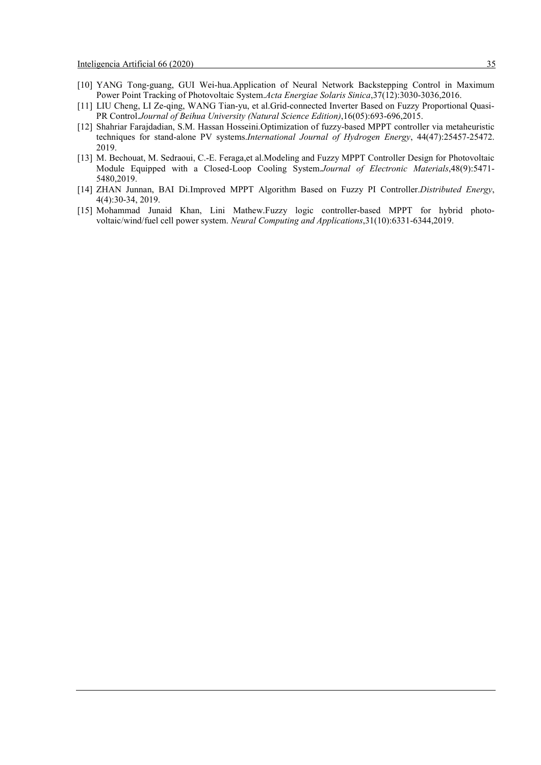[10] YANG Tong-guang, GUI Wei-hua.Application of Neural Network Backstepping Control in Maximum Power Point Tracking of Photovoltaic System.*Acta Energiae Solaris Sinica*,37(12):3030-3036,2016.

[11] LIU Cheng, LI Ze-qing, WANG Tian-yu, et al.Grid-connected Inverter Based on Fuzzy Proportional Quasi-PR Control.*Journal of Beihua University (Natural Science Edition)*,16(05):693-696,2015.

[12] Shahriar Farajdadian, S.M. Hassan Hosseini.Optimization of fuzzy-based MPPT controller via metaheuristic techniques for stand-alone PV systems.*International Journal of Hydrogen Energy*, 44(47):25457-25472. 2019.

[13] M. Bechouat, M. Sedraoui, C.-E. Feraga,et al.Modeling and Fuzzy MPPT Controller Design for Photovoltaic Module Equipped with a Closed-Loop Cooling System.*Journal of Electronic Materials*,48(9):5471-5480,2019.

[14] ZHAN Junnan, BAI Di.Improved MPPT Algorithm Based on Fuzzy PI Controller.*Distributed Energy*, 4(4):30-34, 2019.

[15] Mohammad Junaid Khan, Lini Mathew.Fuzzy logic controller-based MPPT for hybrid photo-voltaic/wind/fuel cell power system. *Neural Computing and Applications*,31(10):6331-6344,2019.